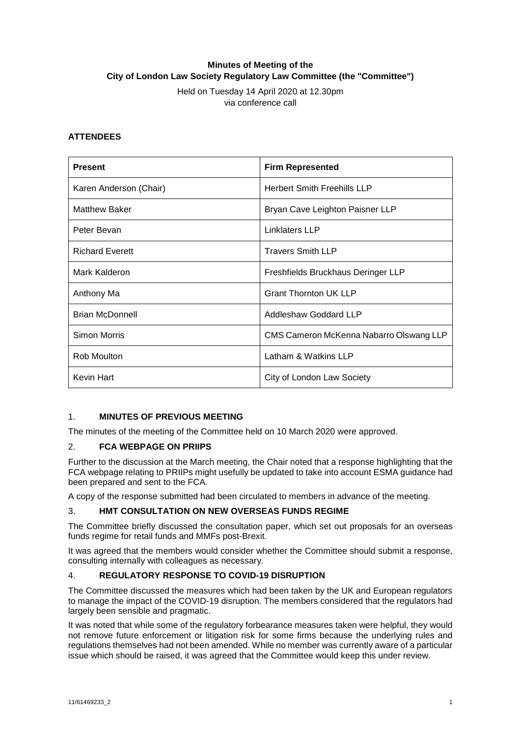**Minutes of Meeting of the**
**City of London Law Society Regulatory Law Committee (the "Committee")**

Held on Tuesday 14 April 2020 at 12.30pm
via conference call

## ATTENDEES

| Present | Firm Represented |
| --- | --- |
| Karen Anderson (Chair) | Herbert Smith Freehills LLP |
| Matthew Baker | Bryan Cave Leighton Paisner LLP |
| Peter Bevan | Linklaters LLP |
| Richard Everett | Travers Smith LLP |
| Mark Kalderon | Freshfields Bruckhaus Deringer LLP |
| Anthony Ma | Grant Thornton UK LLP |
| Brian McDonnell | Addleshaw Goddard LLP |
| Simon Morris | CMS Cameron McKenna Nabarro Olswang LLP |
| Rob Moulton | Latham & Watkins LLP |
| Kevin Hart | City of London Law Society |

## 1. MINUTES OF PREVIOUS MEETING

The minutes of the meeting of the Committee held on 10 March 2020 were approved.

## 2. FCA WEBPAGE ON PRIIPS

Further to the discussion at the March meeting, the Chair noted that a response highlighting that the FCA webpage relating to PRIIPs might usefully be updated to take into account ESMA guidance had been prepared and sent to the FCA.

A copy of the response submitted had been circulated to members in advance of the meeting.

## 3. HMT CONSULTATION ON NEW OVERSEAS FUNDS REGIME

The Committee briefly discussed the consultation paper, which set out proposals for an overseas funds regime for retail funds and MMFs post-Brexit.

It was agreed that the members would consider whether the Committee should submit a response, consulting internally with colleagues as necessary.

## 4. REGULATORY RESPONSE TO COVID-19 DISRUPTION

The Committee discussed the measures which had been taken by the UK and European regulators to manage the impact of the COVID-19 disruption. The members considered that the regulators had largely been sensible and pragmatic.

It was noted that while some of the regulatory forbearance measures taken were helpful, they would not remove future enforcement or litigation risk for some firms because the underlying rules and regulations themselves had not been amended. While no member was currently aware of a particular issue which should be raised, it was agreed that the Committee would keep this under review.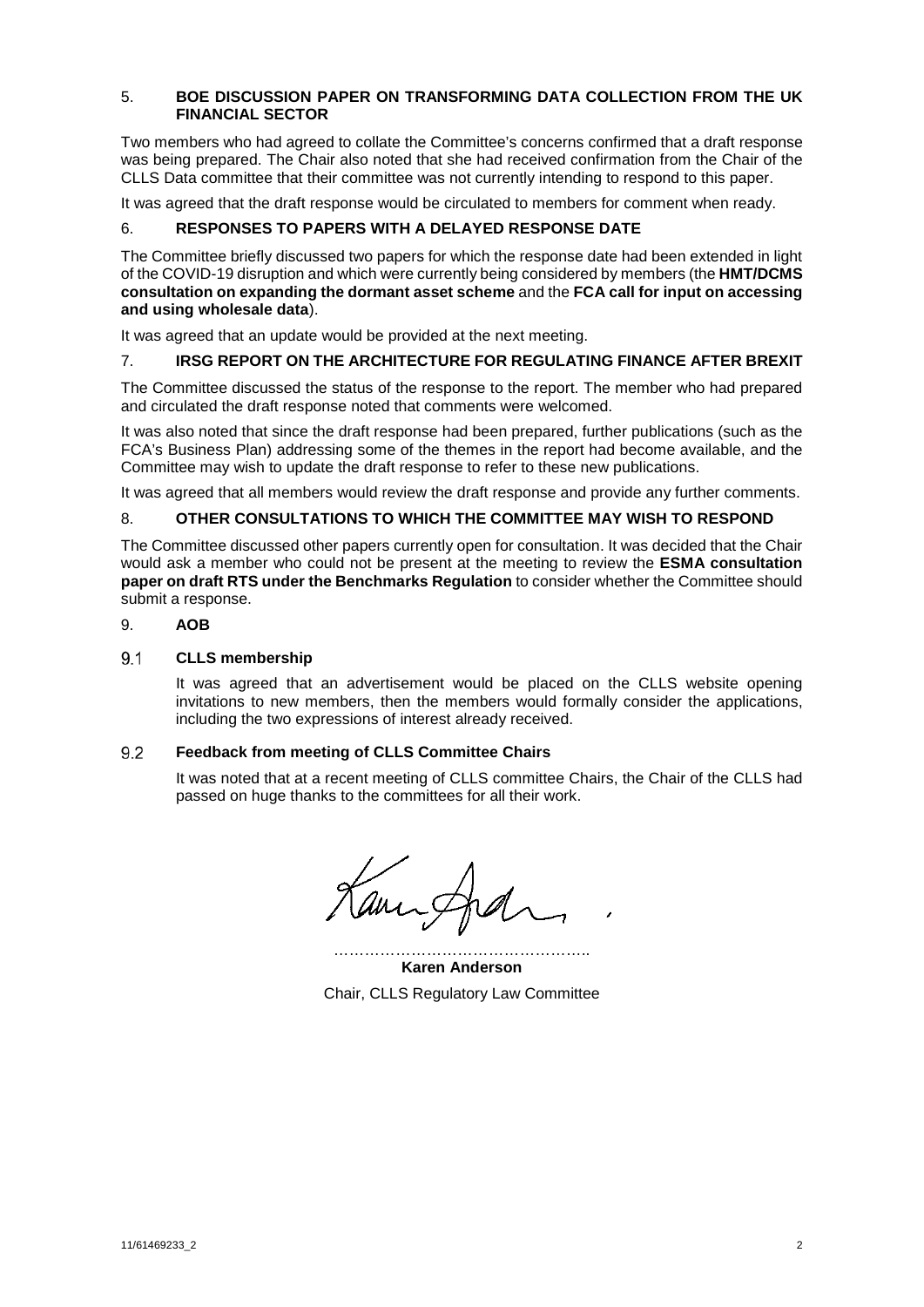## 5. BOE DISCUSSION PAPER ON TRANSFORMING DATA COLLECTION FROM THE UK FINANCIAL SECTOR

Two members who had agreed to collate the Committee's concerns confirmed that a draft response was being prepared. The Chair also noted that she had received confirmation from the Chair of the CLLS Data committee that their committee was not currently intending to respond to this paper.

It was agreed that the draft response would be circulated to members for comment when ready.

## 6. RESPONSES TO PAPERS WITH A DELAYED RESPONSE DATE

The Committee briefly discussed two papers for which the response date had been extended in light of the COVID-19 disruption and which were currently being considered by members (the **HMT/DCMS consultation on expanding the dormant asset scheme** and the **FCA call for input on accessing and using wholesale data**).

It was agreed that an update would be provided at the next meeting.

## 7. IRSG REPORT ON THE ARCHITECTURE FOR REGULATING FINANCE AFTER BREXIT

The Committee discussed the status of the response to the report. The member who had prepared and circulated the draft response noted that comments were welcomed.

It was also noted that since the draft response had been prepared, further publications (such as the FCA's Business Plan) addressing some of the themes in the report had become available, and the Committee may wish to update the draft response to refer to these new publications.

It was agreed that all members would review the draft response and provide any further comments.

## 8. OTHER CONSULTATIONS TO WHICH THE COMMITTEE MAY WISH TO RESPOND

The Committee discussed other papers currently open for consultation. It was decided that the Chair would ask a member who could not be present at the meeting to review the **ESMA consultation paper on draft RTS under the Benchmarks Regulation** to consider whether the Committee should submit a response.

## 9. AOB

### 9.1 CLLS membership

It was agreed that an advertisement would be placed on the CLLS website opening invitations to new members, then the members would formally consider the applications, including the two expressions of interest already received.

### 9.2 Feedback from meeting of CLLS Committee Chairs

It was noted that at a recent meeting of CLLS committee Chairs, the Chair of the CLLS had passed on huge thanks to the committees for all their work.

…………………………………………..

**Karen Anderson**

Chair, CLLS Regulatory Law Committee